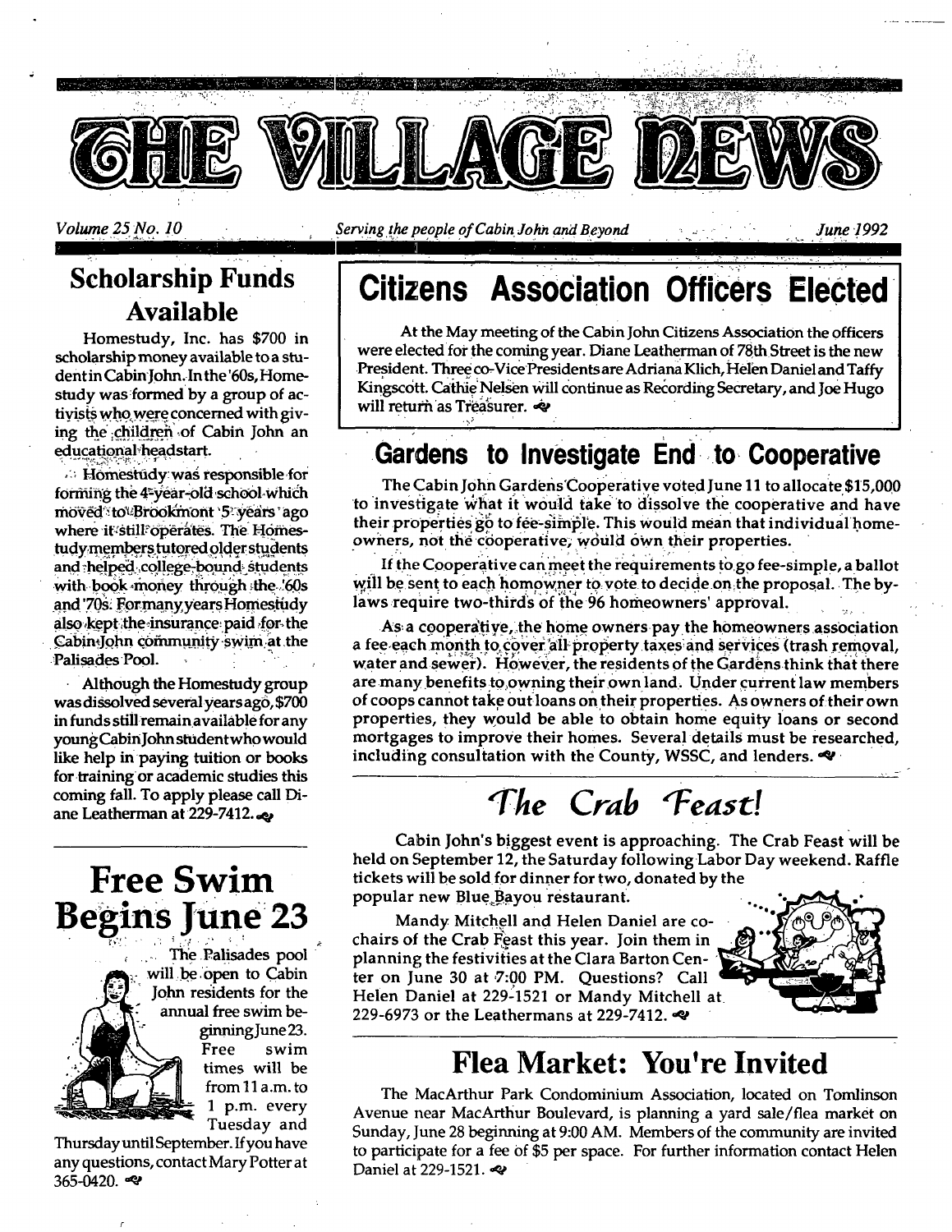# THE VILLAGE NEWS

*Volume 25 No. 10* *Serving the people of Cabin John and Beyond* *June 1992*

## Citizens Association Officers Elected

At the May meeting of the Cabin John Citizens Association the officers were elected for the coming year. Diane Leatherman of 78th Street is the new President. Three co-Vice Presidents are Adriana Klich, Helen Daniel and Taffy Kingscott. Cathie Nelsen will continue as Recording Secretary, and Joe Hugo will return as Treasurer.

## Scholarship Funds Available

Homestudy, Inc. has $700 in scholarship money available to a student in Cabin John. In the '60s, Homestudy was formed by a group of activists who were concerned with giving the children of Cabin John an educational headstart.

Homestudy was responsible for forming the 4-year-old school which moved to Brookmont 5 years ago where it still operates. The Homestudy members tutored older students and helped college-bound students with book money through the '60s and '70s. For many years Homestudy also kept the insurance paid for the Cabin John community swim at the Palisades Pool.

Although the Homestudy group was dissolved several years ago, $700 in funds still remain available for any young Cabin John student who would like help in paying tuition or books for training or academic studies this coming fall. To apply please call Diane Leatherman at 229-7412.

## Gardens to Investigate End to Cooperative

The Cabin John Gardens Cooperative voted June 11 to allocate $15,000 to investigate what it would take to dissolve the cooperative and have their properties go to fee-simple. This would mean that individual homeowners, not the cooperative, would own their properties.

If the Cooperative can meet the requirements to go fee-simple, a ballot will be sent to each homowner to vote to decide on the proposal. The bylaws require two-thirds of the 96 homeowners' approval.

As a cooperative, the home owners pay the homeowners association a fee each month to cover all property taxes and services (trash removal, water and sewer). However, the residents of the Gardens think that there are many benefits to owning their own land. Under current law members of coops cannot take out loans on their properties. As owners of their own properties, they would be able to obtain home equity loans or second mortgages to improve their homes. Several details must be researched, including consultation with the County, WSSC, and lenders.

## Free Swim Begins June 23

The Palisades pool will be open to Cabin John residents for the annual free swim beginning June 23. Free swim times will be from 11 a.m. to 1 p.m. every Tuesday and Thursday until September. If you have any questions, contact Mary Potter at 365-0420.

## *The Crab Feast!*

Cabin John's biggest event is approaching. The Crab Feast will be held on September 12, the Saturday following Labor Day weekend. Raffle tickets will be sold for dinner for two, donated by the popular new Blue Bayou restaurant.

Mandy Mitchell and Helen Daniel are co-chairs of the Crab Feast this year. Join them in planning the festivities at the Clara Barton Center on June 30 at 7:00 PM. Questions? Call Helen Daniel at 229-1521 or Mandy Mitchell at 229-6973 or the Leathermans at 229-7412.

## Flea Market: You're Invited

The MacArthur Park Condominium Association, located on Tomlinson Avenue near MacArthur Boulevard, is planning a yard sale/flea market on Sunday, June 28 beginning at 9:00 AM. Members of the community are invited to participate for a fee of $5 per space. For further information contact Helen Daniel at 229-1521.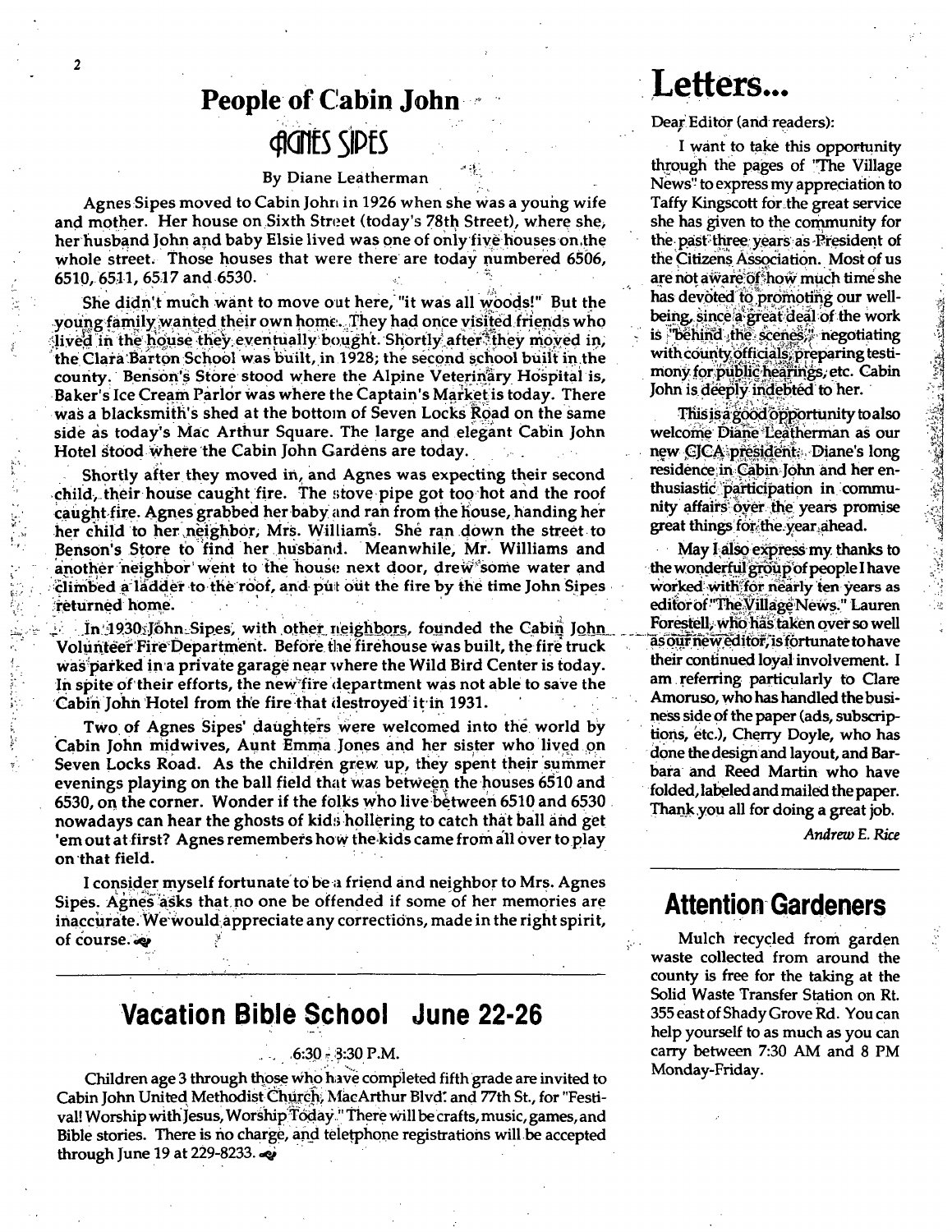## People of Cabin John

### AGNES SIPES

By Diane Leatherman

Agnes Sipes moved to Cabin John in 1926 when she was a young wife and mother. Her house on Sixth Street (today's 78th Street), where she, her husband John and baby Elsie lived was one of only five houses on the whole street. Those houses that were there are today numbered 6506, 6510, 6511, 6517 and 6530.

She didn't much want to move out here, "it was all woods!" But the young family wanted their own home. They had once visited friends who lived in the house they eventually bought. Shortly after they moved in, the Clara Barton School was built, in 1928; the second school built in the county. Benson's Store stood where the Alpine Veterinary Hospital is, Baker's Ice Cream Parlor was where the Captain's Market is today. There was a blacksmith's shed at the bottom of Seven Locks Road on the same side as today's Mac Arthur Square. The large and elegant Cabin John Hotel stood where the Cabin John Gardens are today.

Shortly after they moved in, and Agnes was expecting their second child, their house caught fire. The stove pipe got too hot and the roof caught fire. Agnes grabbed her baby and ran from the house, handing her her child to her neighbor, Mrs. Williams. She ran down the street to Benson's Store to find her husband. Meanwhile, Mr. Williams and another neighbor went to the house next door, drew some water and climbed a ladder to the roof, and put out the fire by the time John Sipes returned home.

In 1930 John Sipes, with other neighbors, founded the Cabin John Volunteer Fire Department. Before the firehouse was built, the fire truck was parked in a private garage near where the Wild Bird Center is today. In spite of their efforts, the new fire department was not able to save the Cabin John Hotel from the fire that destroyed it in 1931.

Two of Agnes Sipes' daughters were welcomed into the world by Cabin John midwives, Aunt Emma Jones and her sister who lived on Seven Locks Road. As the children grew up, they spent their summer evenings playing on the ball field that was between the houses 6510 and 6530, on the corner. Wonder if the folks who live between 6510 and 6530 nowadays can hear the ghosts of kids hollering to catch that ball and get 'em out at first? Agnes remembers how the kids came from all over to play on that field.

I consider myself fortunate to be a friend and neighbor to Mrs. Agnes Sipes. Agnes asks that no one be offended if some of her memories are inaccurate. We would appreciate any corrections, made in the right spirit, of course.

---

## Vacation Bible School June 22-26

6:30 - 8:30 P.M.

Children age 3 through those who have completed fifth grade are invited to Cabin John United Methodist Church, MacArthur Blvd. and 77th St., for "Festival! Worship with Jesus, Worship Today." There will be crafts, music, games, and Bible stories. There is no charge, and teletphone registrations will be accepted through June 19 at 229-8233.

# Letters...

Dear Editor (and readers):

I want to take this opportunity through the pages of "The Village News" to express my appreciation to Taffy Kingscott for the great service she has given to the community for the past three years as President of the Citizens Association. Most of us are not aware of how much time she has devoted to promoting our well-being, since a great deal of the work is "behind the scenes," negotiating with county officials, preparing testimony for public hearings, etc. Cabin John is deeply indebted to her.

This is a good opportunity to also welcome Diane Leatherman as our new CJCA president. Diane's long residence in Cabin John and her enthusiastic participation in community affairs over the years promise great things for the year ahead.

May I also express my thanks to the wonderful group of people I have worked with for nearly ten years as editor of "The Village News." Lauren Forestell, who has taken over so well as our new editor, is fortunate to have their continued loyal involvement. I am referring particularly to Clare Amoruso, who has handled the business side of the paper (ads, subscriptions, etc.), Cherry Doyle, who has done the design and layout, and Barbara and Reed Martin who have folded, labeled and mailed the paper. Thank you all for doing a great job.

*Andrew E. Rice*

---

## Attention Gardeners

Mulch recycled from garden waste collected from around the county is free for the taking at the Solid Waste Transfer Station on Rt. 355 east of Shady Grove Rd. You can help yourself to as much as you can carry between 7:30 AM and 8 PM Monday-Friday.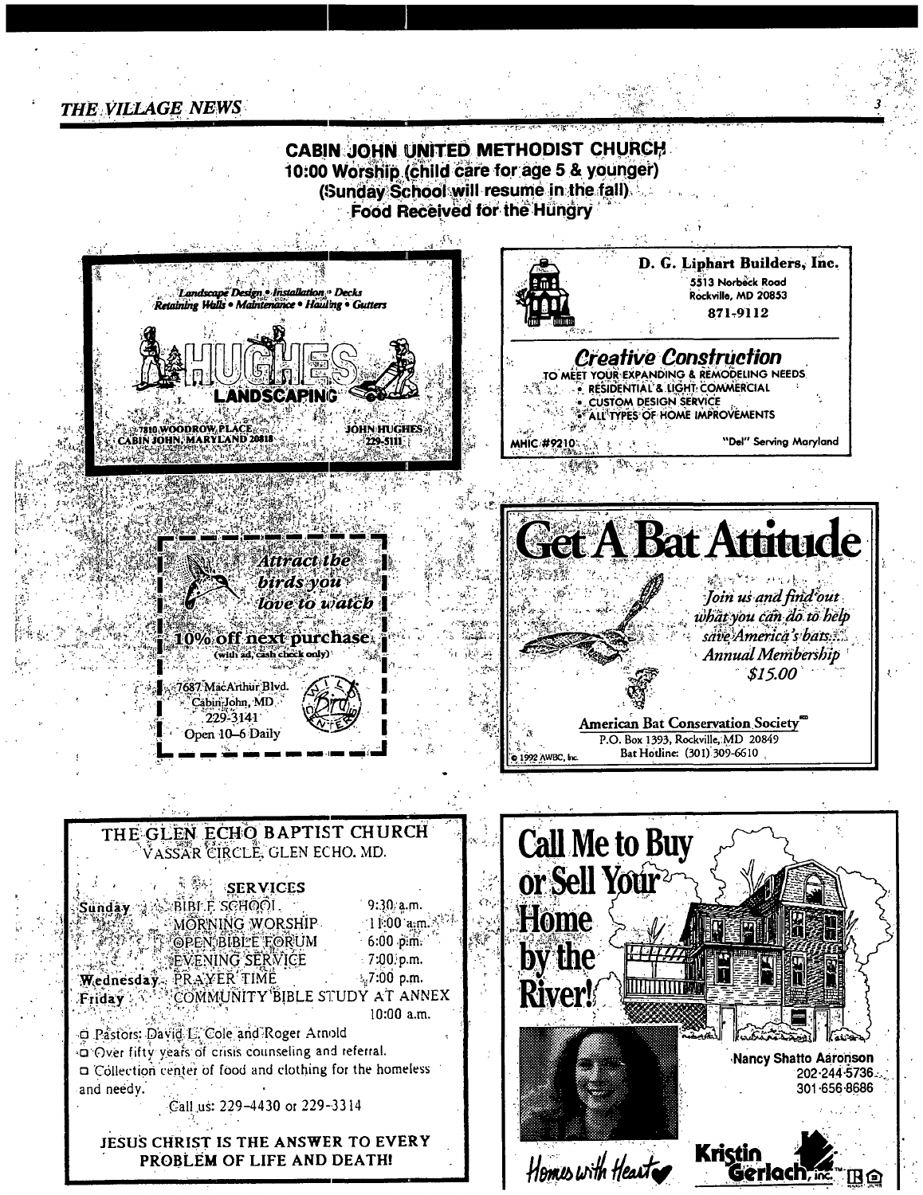**CABIN JOHN UNITED METHODIST CHURCH**
**10:00 Worship (child care for age 5 & younger)**
**(Sunday School will resume in the fall)**
**Food Received for the Hungry**

*Landscape Design • Installation • Decks*
*Retaining Walls • Maintenance • Hauling • Gutters*

**HUGHES LANDSCAPING**

7810 WOODROW PLACE
CABIN JOHN, MARYLAND 20818

JOHN HUGHES
229-5111

**D. G. Liphart Builders, Inc.**
5513 Norbeck Road
Rockville, MD 20853
871-9112

***Creative Construction***
TO MEET YOUR EXPANDING & REMODELING NEEDS
- RESIDENTIAL & LIGHT COMMERCIAL
- CUSTOM DESIGN SERVICE
- ALL TYPES OF HOME IMPROVEMENTS

MHIC #9210 "Del" Serving Maryland

*Attract the birds you love to watch*

**10% off next purchase**
(with ad, cash check only)

7687 MacArthur Blvd.
Cabin John, MD
229-3141
Open 10–6 Daily

WILD BIRD CENTER

# Get A Bat Attitude

*Join us and find out what you can do to help save America's bats.*
*Annual Membership $15.00*

American Bat Conservation Society
P.O. Box 1393, Rockville, MD 20849
Bat Hotline: (301) 309-6610

© 1992 AWBC, Inc.

**THE GLEN ECHO BAPTIST CHURCH**
VASSAR CIRCLE, GLEN ECHO, MD.

SERVICES

| | | |
|---|---|---|
| Sunday | BIBLE SCHOOL | 9:30 a.m. |
| | MORNING WORSHIP | 11:00 a.m. |
| | OPEN BIBLE FORUM | 6:00 p.m. |
| | EVENING SERVICE | 7:00 p.m. |
| Wednesday | PRAYER TIME | 7:00 p.m. |
| Friday | COMMUNITY BIBLE STUDY AT ANNEX | 10:00 a.m. |

- Pastors: David L. Cole and Roger Arnold
- Over fifty years of crisis counseling and referral.
- Collection center of food and clothing for the homeless and needy.

Call us: 229-4430 or 229-3314

**JESUS CHRIST IS THE ANSWER TO EVERY PROBLEM OF LIFE AND DEATH!**

**Call Me to Buy or Sell Your Home by the River!**

Nancy Shatto Aaronson
202-244-5736
301-656-8686

*Homes with Heart*

Kristin Gerlach, Inc.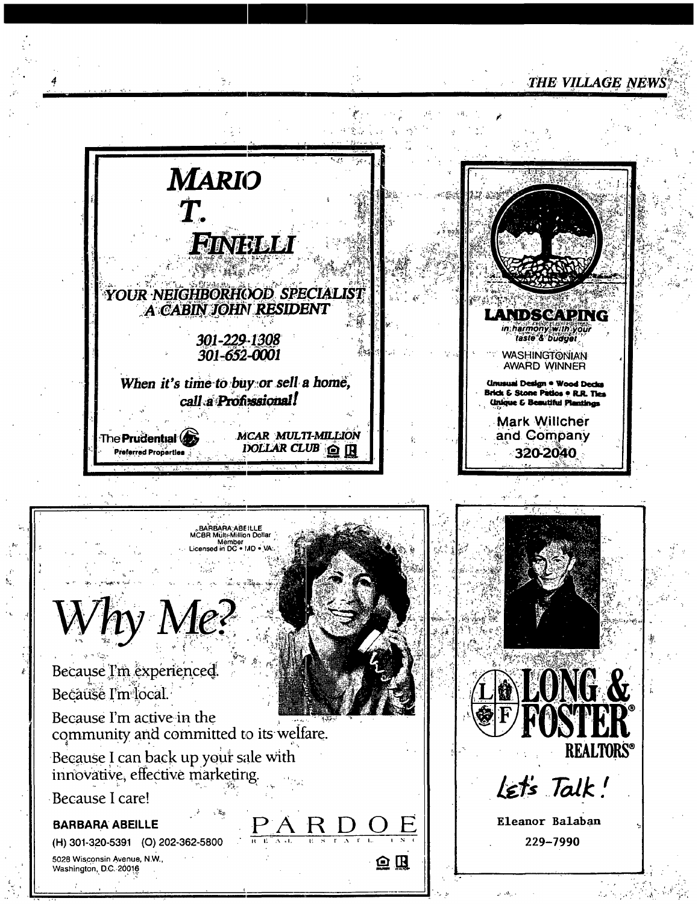**MARIO T. FINELLI**

YOUR NEIGHBORHOOD SPECIALIST
A CABIN JOHN RESIDENT

301-229-1308
301-652-0001

*When it's time to buy or sell a home, call a Professional!*

The Prudential Preferred Properties

MCAR MULTI-MILLION DOLLAR CLUB

---

**LANDSCAPING**

*in harmony with your taste & budget*

WASHINGTONIAN AWARD WINNER

Unusual Design • Wood Decks
Brick & Stone Patios • R.R. Ties
Unique & Beautiful Plantings

Mark Willcher and Company
320-2040

---

BARBARA ABEILLE
MCBR Multi-Million Dollar Member
Licensed in DC • MD • VA

# Why Me?

Because I'm experienced.
Because I'm local.
Because I'm active in the community and committed to its welfare.
Because I can back up your sale with innovative, effective marketing.
Because I care!

**BARBARA ABEILLE**
(H) 301-320-5391 (O) 202-362-5800
5028 Wisconsin Avenue, N.W.,
Washington, D.C. 20016

PARDOE REAL ESTATE INC

---

**LONG & FOSTER REALTORS®**

*Let's Talk!*

Eleanor Balaban
229-7990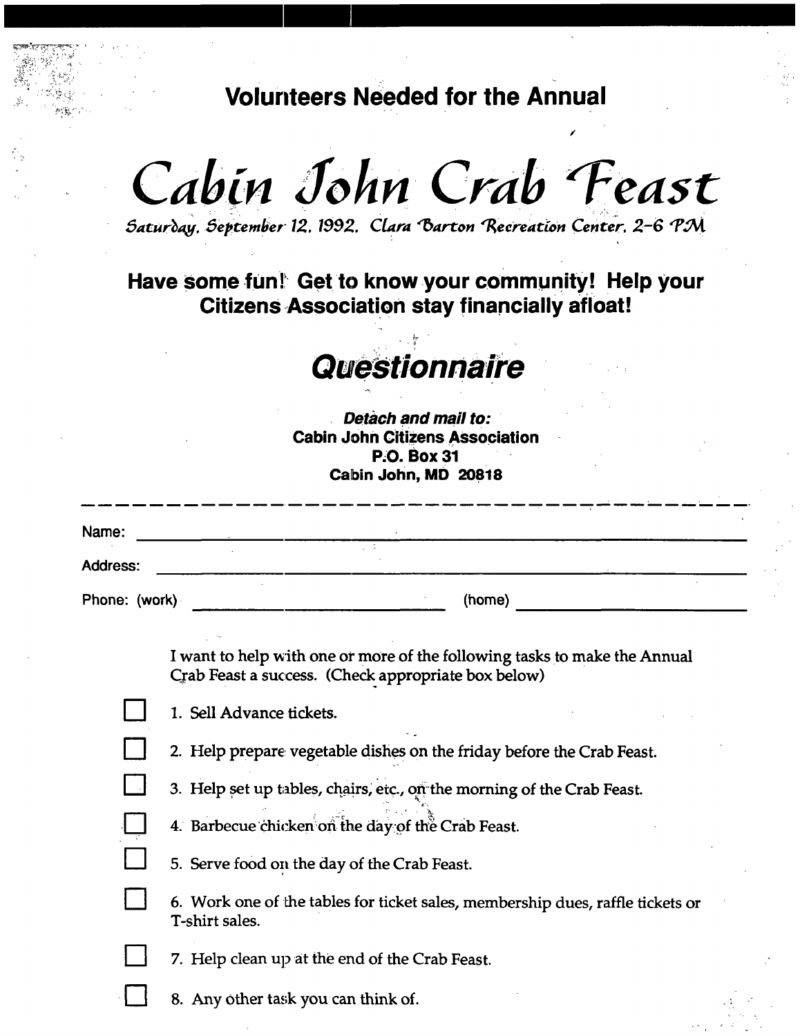**Volunteers Needed for the Annual**

# Cabin John Crab Feast

*Saturday, September 12, 1992. Clara Barton Recreation Center, 2-6 PM*

**Have some fun! Get to know your community! Help your Citizens Association stay financially afloat!**

## *Questionnaire*

***Detach and mail to:***
**Cabin John Citizens Association**
**P.O. Box 31**
**Cabin John, MD 20818**

---

Name: ______________________________

Address: ______________________________

Phone: (work) ______________________ (home) ______________________

I want to help with one or more of the following tasks to make the Annual Crab Feast a success. (Check appropriate box below)

- ☐ 1. Sell Advance tickets.
- ☐ 2. Help prepare vegetable dishes on the friday before the Crab Feast.
- ☐ 3. Help set up tables, chairs, etc., on the morning of the Crab Feast.
- ☐ 4. Barbecue chicken on the day of the Crab Feast.
- ☐ 5. Serve food on the day of the Crab Feast.
- ☐ 6. Work one of the tables for ticket sales, membership dues, raffle tickets or T-shirt sales.
- ☐ 7. Help clean up at the end of the Crab Feast.
- ☐ 8. Any other task you can think of.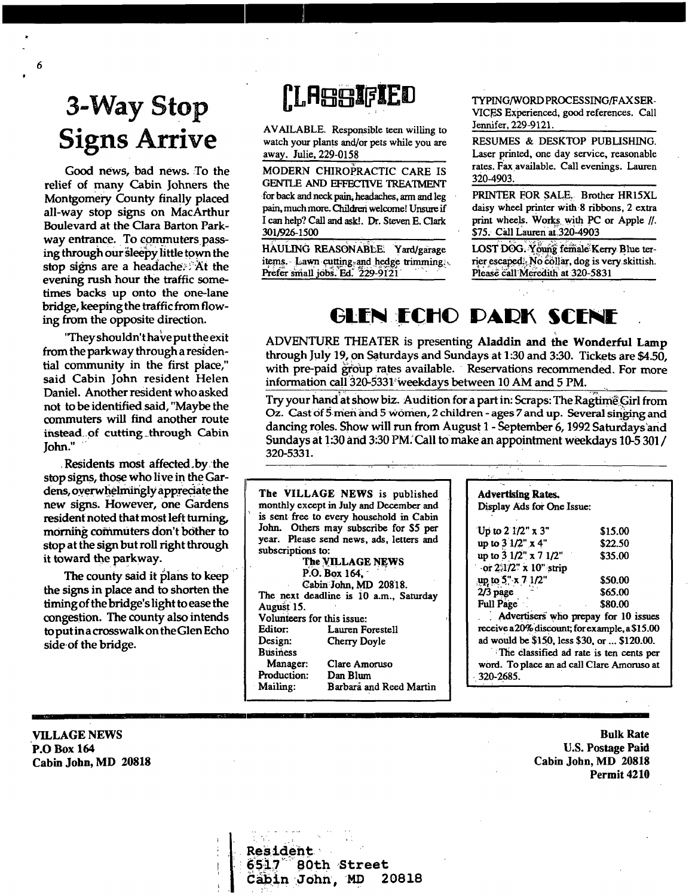# 3-Way Stop Signs Arrive

Good news, bad news. To the relief of many Cabin Johners the Montgomery County finally placed all-way stop signs on MacArthur Boulevard at the Clara Barton Parkway entrance. To commuters passing through our sleepy little town the stop signs are a headache. At the evening rush hour the traffic sometimes backs up onto the one-lane bridge, keeping the traffic from flowing from the opposite direction.

"They shouldn't have put the exit from the parkway through a residential community in the first place," said Cabin John resident Helen Daniel. Another resident who asked not to be identified said, "Maybe the commuters will find another route instead of cutting through Cabin John."

Residents most affected by the stop signs, those who live in the Gardens, overwhelmingly appreciate the new signs. However, one Gardens resident noted that most left turning, morning commuters don't bother to stop at the sign but roll right through it toward the parkway.

The county said it plans to keep the signs in place and to shorten the timing of the bridge's light to ease the congestion. The county also intends to put in a crosswalk on the Glen Echo side of the bridge.

# CLASSIFIED

AVAILABLE. Responsible teen willing to watch your plants and/or pets while you are away. Julie, 229-0158

MODERN CHIROPRACTIC CARE IS GENTLE AND EFFECTIVE TREATMENT for back and neck pain, headaches, arm and leg pain, much more. Children welcome! Unsure if I can help? Call and ask!. Dr. Steven E. Clark 301/926-1500

HAULING REASONABLE: Yard/garage items. Lawn cutting and hedge trimming. Prefer small jobs. Ed. 229-9121

TYPING/WORD PROCESSING/FAX SERVICES Experienced, good references. Call Jennifer, 229-9121.

RESUMES & DESKTOP PUBLISHING. Laser printed, one day service, reasonable rates. Fax available. Call evenings. Lauren 320-4903.

PRINTER FOR SALE. Brother HR15XL daisy wheel printer with 8 ribbons, 2 extra print wheels. Works with PC or Apple //. $75. Call Lauren at 320-4903

LOST DOG. Young female Kerry Blue terrier escaped. No collar, dog is very skittish. Please call Meredith at 320-5831

# GLEN ECHO PARK SCENE

ADVENTURE THEATER is presenting **Aladdin and the Wonderful Lamp** through July 19, on Saturdays and Sundays at 1:30 and 3:30. Tickets are $4.50, with pre-paid group rates available. Reservations recommended. For more information call 320-5331 weekdays between 10 AM and 5 PM.

Try your hand at show biz. Audition for a part in: Scraps: The Ragtime Girl from Oz. Cast of 5 men and 5 women, 2 children - ages 7 and up. Several singing and dancing roles. Show will run from August 1 - September 6, 1992 Saturdays and Sundays at 1:30 and 3:30 PM. Call to make an appointment weekdays 10-5 301/320-5331.

**The VILLAGE NEWS** is published monthly except in July and December and is sent free to every household in Cabin John. Others may subscribe for $5 per year. Please send news, ads, letters and subscriptions to:

**The VILLAGE NEWS**
P.O. Box 164,
Cabin John, MD 20818.

The next deadline is 10 a.m., Saturday August 15.

Volunteers for this issue:

| | |
|---|---|
| Editor: | Lauren Forestell |
| Design: | Cherry Doyle |
| Business Manager: | Clare Amoruso |
| Production: | Dan Blum |
| Mailing: | Barbara and Reed Martin |

**Advertising Rates.**
Display Ads for One Issue:

| | |
|---|---|
| Up to 2 1/2" x 3" | $15.00 |
| up to 3 1/2" x 4" | $22.50 |
| up to 3 1/2" x 7 1/2" or 2 1/2" x 10" strip | $35.00 |
| up to 5" x 7 1/2" | $50.00 |
| 2/3 page | $65.00 |
| Full Page | $80.00 |

Advertisers who prepay for 10 issues receive a 20% discount; for example, a $15.00 ad would be $150, less $30, or ... $120.00.

The classified ad rate is ten cents per word. To place an ad call Clare Amoruso at 320-2685.

**VILLAGE NEWS**
**P.O Box 164**
**Cabin John, MD 20818**

**Bulk Rate**
**U.S. Postage Paid**
**Cabin John, MD 20818**
**Permit 4210**

Resident
6517 80th Street
Cabin John, MD 20818